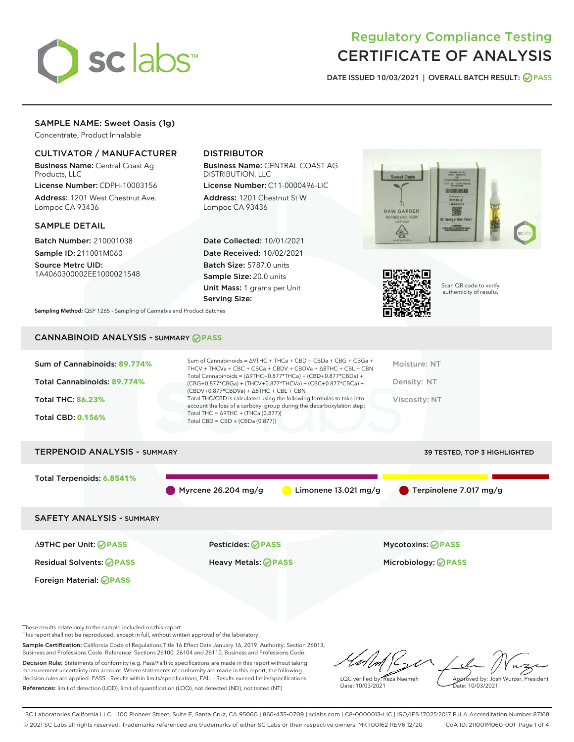# Regulatory Compliance Testing
# CERTIFICATE OF ANALYSIS

DATE ISSUED 10/03/2021 | OVERALL BATCH RESULT: PASS

## SAMPLE NAME: Sweet Oasis (1g)

Concentrate, Product Inhalable

### CULTIVATOR / MANUFACTURER

**Business Name:** Central Coast Ag Products, LLC

**License Number:** CDPH-10003156

**Address:** 1201 West Chestnut Ave. Lompoc CA 93436

### DISTRIBUTOR

**Business Name:** CENTRAL COAST AG DISTRIBUTION, LLC

**License Number:** C11-0000496-LIC

**Address:** 1201 Chestnut St W Lompoc CA 93436

### SAMPLE DETAIL

**Batch Number:** 210001038

**Sample ID:** 211001M060

**Source Metrc UID:** 1A4060300002EE1000021548

**Date Collected:** 10/01/2021

**Date Received:** 10/02/2021

**Batch Size:** 5787.0 units

**Sample Size:** 20.0 units

**Unit Mass:** 1 grams per Unit

**Serving Size:**

Scan QR code to verify authenticity of results.

**Sampling Method:** QSP 1265 - Sampling of Cannabis and Product Batches

## CANNABINOID ANALYSIS - SUMMARY PASS

Sum of Cannabinoids: **89.774%**

Total Cannabinoids: **89.774%**

Total THC: **86.23%**

Total CBD: **0.156%**

Sum of Cannabinoids = Δ9THC + THCa + CBD + CBDa + CBG + CBGa + THCV + THCVa + CBC + CBCa + CBDV + CBDVa + Δ8THC + CBL + CBN

Total Cannabinoids = (Δ9THC+0.877*THCa) + (CBD+0.877*CBDa) + (CBG+0.877*CBGa) + (THCV+0.877*THCVa) + (CBC+0.877*CBCa) + (CBDV+0.877*CBDVa) + Δ8THC + CBL + CBN

Total THC/CBD is calculated using the following formulas to take into account the loss of a carboxyl group during the decarboxylation step:

Total THC = Δ9THC + (THCa (0.877))

Total CBD = CBD + (CBDa (0.877))

Moisture: NT

Density: NT

Viscosity: NT

## TERPENOID ANALYSIS - SUMMARY

39 TESTED, TOP 3 HIGHLIGHTED

Total Terpenoids: **6.8541%**

Myrcene 26.204 mg/g | Limonene 13.021 mg/g | Terpinolene 7.017 mg/g

## SAFETY ANALYSIS - SUMMARY

| | | |
|---|---|---|
| Δ9THC per Unit: PASS | Pesticides: PASS | Mycotoxins: PASS |
| Residual Solvents: PASS | Heavy Metals: PASS | Microbiology: PASS |
| Foreign Material: PASS | | |

These results relate only to the sample included on this report.
This report shall not be reproduced, except in full, without written approval of the laboratory.

**Sample Certification:** California Code of Regulations Title 16 Effect Date January 16, 2019. Authority: Section 26013, Business and Professions Code. Reference: Sections 26100, 26104 and 26110, Business and Professions Code.

**Decision Rule:** Statements of conformity (e.g. Pass/Fail) to specifications are made in this report without taking measurement uncertainty into account. Where statements of conformity are made in this report, the following decision rules are applied: PASS – Results within limits/specifications, FAIL – Results exceed limits/specifications.

**References:** limit of detection (LOD), limit of quantification (LOQ), not detected (ND), not tested (NT)

LQC verified by: Reza Naemeh
Date: 10/03/2021

Approved by: Josh Wurzer, President
Date: 10/03/2021

SC Laboratories California LLC. | 100 Pioneer Street, Suite E, Santa Cruz, CA 95060 | 866-435-0709 | sclabs.com | C8-0000013-LIC | ISO/IES 17025:2017 PJLA Accreditation Number 87168
© 2021 SC Labs all rights reserved. Trademarks referenced are trademarks of either SC Labs or their respective owners. MKT00162 REV6 12/20 CoA ID: 211001M060-001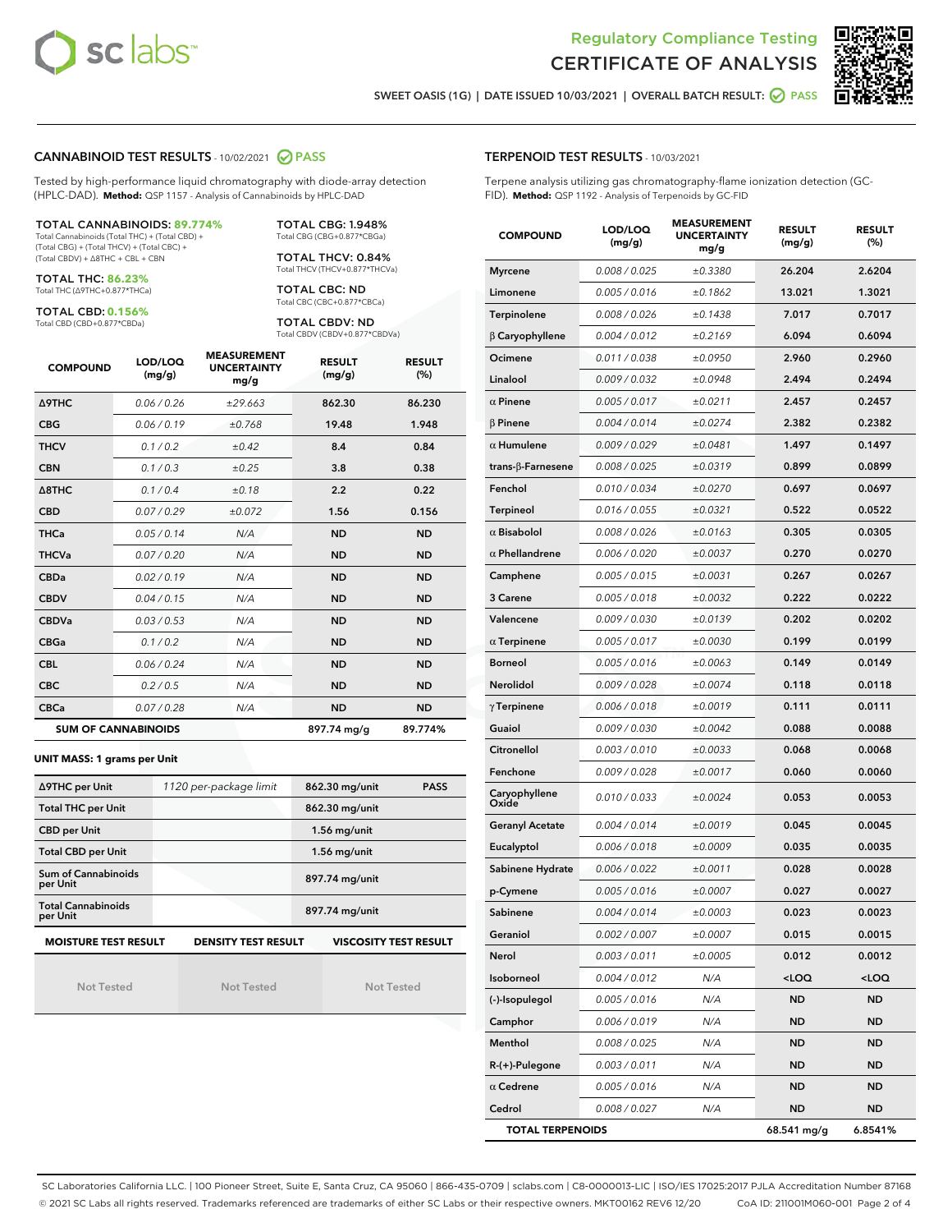Regulatory Compliance Testing
# CERTIFICATE OF ANALYSIS

SWEET OASIS (1G) | DATE ISSUED 10/03/2021 | OVERALL BATCH RESULT: PASS

## CANNABINOID TEST RESULTS - 10/02/2021 PASS

Tested by high-performance liquid chromatography with diode-array detection (HPLC-DAD). **Method:** QSP 1157 - Analysis of Cannabinoids by HPLC-DAD

**TOTAL CANNABINOIDS: 89.774%**
Total Cannabinoids (Total THC) + (Total CBD) + (Total CBG) + (Total THCV) + (Total CBC) + (Total CBDV) + Δ8THC + CBL + CBN

**TOTAL THC: 86.23%**
Total THC (Δ9THC+0.877*THCa)

**TOTAL CBD: 0.156%**
Total CBD (CBD+0.877*CBDa)

**TOTAL CBG: 1.948%**
Total CBG (CBG+0.877*CBGa)

**TOTAL THCV: 0.84%**
Total THCV (THCV+0.877*THCVa)

**TOTAL CBC: ND**
Total CBC (CBC+0.877*CBCa)

**TOTAL CBDV: ND**
Total CBDV (CBDV+0.877*CBDVa)

| COMPOUND | LOD/LOQ (mg/g) | MEASUREMENT UNCERTAINTY mg/g | RESULT (mg/g) | RESULT (%) |
|---|---|---|---|---|
| Δ9THC | 0.06 / 0.26 | ±29.663 | 862.30 | 86.230 |
| CBG | 0.06 / 0.19 | ±0.768 | 19.48 | 1.948 |
| THCV | 0.1 / 0.2 | ±0.42 | 8.4 | 0.84 |
| CBN | 0.1 / 0.3 | ±0.25 | 3.8 | 0.38 |
| Δ8THC | 0.1 / 0.4 | ±0.18 | 2.2 | 0.22 |
| CBD | 0.07 / 0.29 | ±0.072 | 1.56 | 0.156 |
| THCa | 0.05 / 0.14 | N/A | ND | ND |
| THCVa | 0.07 / 0.20 | N/A | ND | ND |
| CBDa | 0.02 / 0.19 | N/A | ND | ND |
| CBDV | 0.04 / 0.15 | N/A | ND | ND |
| CBDVa | 0.03 / 0.53 | N/A | ND | ND |
| CBGa | 0.1 / 0.2 | N/A | ND | ND |
| CBL | 0.06 / 0.24 | N/A | ND | ND |
| CBC | 0.2 / 0.5 | N/A | ND | ND |
| CBCa | 0.07 / 0.28 | N/A | ND | ND |
| **SUM OF CANNABINOIDS** | | | 897.74 mg/g | 89.774% |

**UNIT MASS: 1 grams per Unit**

| Δ9THC per Unit | 1120 per-package limit | 862.30 mg/unit | PASS |
|---|---|---|---|
| Total THC per Unit | | 862.30 mg/unit | |
| CBD per Unit | | 1.56 mg/unit | |
| Total CBD per Unit | | 1.56 mg/unit | |
| Sum of Cannabinoids per Unit | | 897.74 mg/unit | |
| Total Cannabinoids per Unit | | 897.74 mg/unit | |

| MOISTURE TEST RESULT | DENSITY TEST RESULT | VISCOSITY TEST RESULT |
|---|---|---|
| Not Tested | Not Tested | Not Tested |

## TERPENOID TEST RESULTS - 10/03/2021

Terpene analysis utilizing gas chromatography-flame ionization detection (GC-FID). **Method:** QSP 1192 - Analysis of Terpenoids by GC-FID

| COMPOUND | LOD/LOQ (mg/g) | MEASUREMENT UNCERTAINTY mg/g | RESULT (mg/g) | RESULT (%) |
|---|---|---|---|---|
| Myrcene | 0.008 / 0.025 | ±0.3380 | 26.204 | 2.6204 |
| Limonene | 0.005 / 0.016 | ±0.1862 | 13.021 | 1.3021 |
| Terpinolene | 0.008 / 0.026 | ±0.1438 | 7.017 | 0.7017 |
| β Caryophyllene | 0.004 / 0.012 | ±0.2169 | 6.094 | 0.6094 |
| Ocimene | 0.011 / 0.038 | ±0.0950 | 2.960 | 0.2960 |
| Linalool | 0.009 / 0.032 | ±0.0948 | 2.494 | 0.2494 |
| α Pinene | 0.005 / 0.017 | ±0.0211 | 2.457 | 0.2457 |
| β Pinene | 0.004 / 0.014 | ±0.0274 | 2.382 | 0.2382 |
| α Humulene | 0.009 / 0.029 | ±0.0481 | 1.497 | 0.1497 |
| trans-β-Farnesene | 0.008 / 0.025 | ±0.0319 | 0.899 | 0.0899 |
| Fenchol | 0.010 / 0.034 | ±0.0270 | 0.697 | 0.0697 |
| Terpineol | 0.016 / 0.055 | ±0.0321 | 0.522 | 0.0522 |
| α Bisabolol | 0.008 / 0.026 | ±0.0163 | 0.305 | 0.0305 |
| α Phellandrene | 0.006 / 0.020 | ±0.0037 | 0.270 | 0.0270 |
| Camphene | 0.005 / 0.015 | ±0.0031 | 0.267 | 0.0267 |
| 3 Carene | 0.005 / 0.018 | ±0.0032 | 0.222 | 0.0222 |
| Valencene | 0.009 / 0.030 | ±0.0139 | 0.202 | 0.0202 |
| α Terpinene | 0.005 / 0.017 | ±0.0030 | 0.199 | 0.0199 |
| Borneol | 0.005 / 0.016 | ±0.0063 | 0.149 | 0.0149 |
| Nerolidol | 0.009 / 0.028 | ±0.0074 | 0.118 | 0.0118 |
| γ Terpinene | 0.006 / 0.018 | ±0.0019 | 0.111 | 0.0111 |
| Guaiol | 0.009 / 0.030 | ±0.0042 | 0.088 | 0.0088 |
| Citronellol | 0.003 / 0.010 | ±0.0033 | 0.068 | 0.0068 |
| Fenchone | 0.009 / 0.028 | ±0.0017 | 0.060 | 0.0060 |
| Caryophyllene Oxide | 0.010 / 0.033 | ±0.0024 | 0.053 | 0.0053 |
| Geranyl Acetate | 0.004 / 0.014 | ±0.0019 | 0.045 | 0.0045 |
| Eucalyptol | 0.006 / 0.018 | ±0.0009 | 0.035 | 0.0035 |
| Sabinene Hydrate | 0.006 / 0.022 | ±0.0011 | 0.028 | 0.0028 |
| p-Cymene | 0.005 / 0.016 | ±0.0007 | 0.027 | 0.0027 |
| Sabinene | 0.004 / 0.014 | ±0.0003 | 0.023 | 0.0023 |
| Geraniol | 0.002 / 0.007 | ±0.0007 | 0.015 | 0.0015 |
| Nerol | 0.003 / 0.011 | ±0.0005 | 0.012 | 0.0012 |
| Isoborneol | 0.004 / 0.012 | N/A | <LOQ | <LOQ |
| (-)-Isopulegol | 0.005 / 0.016 | N/A | ND | ND |
| Camphor | 0.006 / 0.019 | N/A | ND | ND |
| Menthol | 0.008 / 0.025 | N/A | ND | ND |
| R-(+)-Pulegone | 0.003 / 0.011 | N/A | ND | ND |
| α Cedrene | 0.005 / 0.016 | N/A | ND | ND |
| Cedrol | 0.008 / 0.027 | N/A | ND | ND |
| **TOTAL TERPENOIDS** | | | 68.541 mg/g | 6.8541% |

SC Laboratories California LLC. | 100 Pioneer Street, Suite E, Santa Cruz, CA 95060 | 866-435-0709 | sclabs.com | C8-0000013-LIC | ISO/IES 17025:2017 PJLA Accreditation Number 87168
© 2021 SC Labs all rights reserved. Trademarks referenced are trademarks of either SC Labs or their respective owners. MKT00162 REV6 12/20 CoA ID: 211001M060-001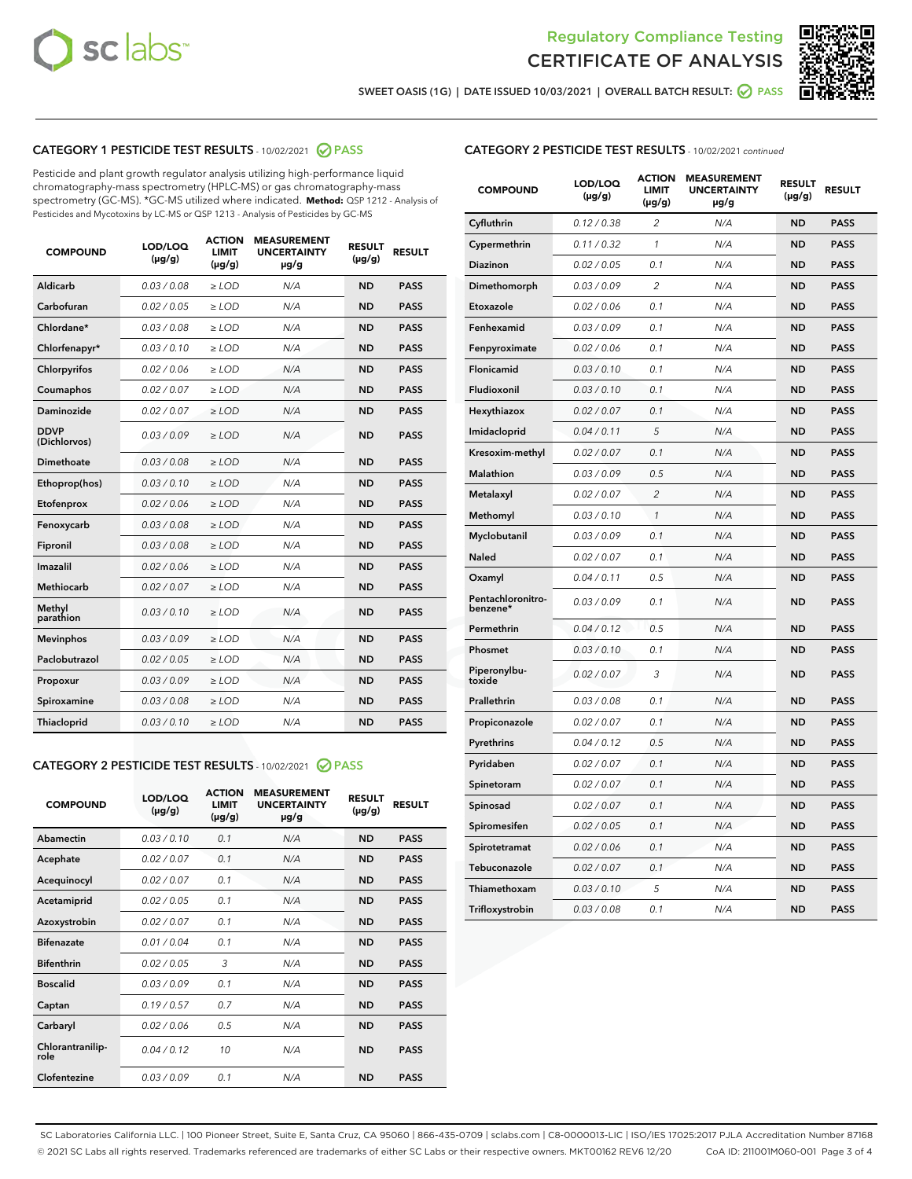Regulatory Compliance Testing
# CERTIFICATE OF ANALYSIS

SWEET OASIS (1G) | DATE ISSUED 10/03/2021 | OVERALL BATCH RESULT: PASS

## CATEGORY 1 PESTICIDE TEST RESULTS - 10/02/2021 PASS

Pesticide and plant growth regulator analysis utilizing high-performance liquid chromatography-mass spectrometry (HPLC-MS) or gas chromatography-mass spectrometry (GC-MS). *GC-MS utilized where indicated. **Method:** QSP 1212 - Analysis of Pesticides and Mycotoxins by LC-MS or QSP 1213 - Analysis of Pesticides by GC-MS

| COMPOUND | LOD/LOQ (µg/g) | ACTION LIMIT (µg/g) | MEASUREMENT UNCERTAINTY µg/g | RESULT (µg/g) | RESULT |
|---|---|---|---|---|---|
| Aldicarb | 0.03 / 0.08 | ≥ LOD | N/A | ND | PASS |
| Carbofuran | 0.02 / 0.05 | ≥ LOD | N/A | ND | PASS |
| Chlordane* | 0.03 / 0.08 | ≥ LOD | N/A | ND | PASS |
| Chlorfenapyr* | 0.03 / 0.10 | ≥ LOD | N/A | ND | PASS |
| Chlorpyrifos | 0.02 / 0.06 | ≥ LOD | N/A | ND | PASS |
| Coumaphos | 0.02 / 0.07 | ≥ LOD | N/A | ND | PASS |
| Daminozide | 0.02 / 0.07 | ≥ LOD | N/A | ND | PASS |
| DDVP (Dichlorvos) | 0.03 / 0.09 | ≥ LOD | N/A | ND | PASS |
| Dimethoate | 0.03 / 0.08 | ≥ LOD | N/A | ND | PASS |
| Ethoprop(hos) | 0.03 / 0.10 | ≥ LOD | N/A | ND | PASS |
| Etofenprox | 0.02 / 0.06 | ≥ LOD | N/A | ND | PASS |
| Fenoxycarb | 0.03 / 0.08 | ≥ LOD | N/A | ND | PASS |
| Fipronil | 0.03 / 0.08 | ≥ LOD | N/A | ND | PASS |
| Imazalil | 0.02 / 0.06 | ≥ LOD | N/A | ND | PASS |
| Methiocarb | 0.02 / 0.07 | ≥ LOD | N/A | ND | PASS |
| Methyl parathion | 0.03 / 0.10 | ≥ LOD | N/A | ND | PASS |
| Mevinphos | 0.03 / 0.09 | ≥ LOD | N/A | ND | PASS |
| Paclobutrazol | 0.02 / 0.05 | ≥ LOD | N/A | ND | PASS |
| Propoxur | 0.03 / 0.09 | ≥ LOD | N/A | ND | PASS |
| Spiroxamine | 0.03 / 0.08 | ≥ LOD | N/A | ND | PASS |
| Thiacloprid | 0.03 / 0.10 | ≥ LOD | N/A | ND | PASS |

## CATEGORY 2 PESTICIDE TEST RESULTS - 10/02/2021 PASS

| COMPOUND | LOD/LOQ (µg/g) | ACTION LIMIT (µg/g) | MEASUREMENT UNCERTAINTY µg/g | RESULT (µg/g) | RESULT |
|---|---|---|---|---|---|
| Abamectin | 0.03 / 0.10 | 0.1 | N/A | ND | PASS |
| Acephate | 0.02 / 0.07 | 0.1 | N/A | ND | PASS |
| Acequinocyl | 0.02 / 0.07 | 0.1 | N/A | ND | PASS |
| Acetamiprid | 0.02 / 0.05 | 0.1 | N/A | ND | PASS |
| Azoxystrobin | 0.02 / 0.07 | 0.1 | N/A | ND | PASS |
| Bifenazate | 0.01 / 0.04 | 0.1 | N/A | ND | PASS |
| Bifenthrin | 0.02 / 0.05 | 3 | N/A | ND | PASS |
| Boscalid | 0.03 / 0.09 | 0.1 | N/A | ND | PASS |
| Captan | 0.19 / 0.57 | 0.7 | N/A | ND | PASS |
| Carbaryl | 0.02 / 0.06 | 0.5 | N/A | ND | PASS |
| Chlorantraniliprole | 0.04 / 0.12 | 10 | N/A | ND | PASS |
| Clofentezine | 0.03 / 0.09 | 0.1 | N/A | ND | PASS |
| Cyfluthrin | 0.12 / 0.38 | 2 | N/A | ND | PASS |
| Cypermethrin | 0.11 / 0.32 | 1 | N/A | ND | PASS |
| Diazinon | 0.02 / 0.05 | 0.1 | N/A | ND | PASS |
| Dimethomorph | 0.03 / 0.09 | 2 | N/A | ND | PASS |
| Etoxazole | 0.02 / 0.06 | 0.1 | N/A | ND | PASS |
| Fenhexamid | 0.03 / 0.09 | 0.1 | N/A | ND | PASS |
| Fenpyroximate | 0.02 / 0.06 | 0.1 | N/A | ND | PASS |
| Flonicamid | 0.03 / 0.10 | 0.1 | N/A | ND | PASS |
| Fludioxonil | 0.03 / 0.10 | 0.1 | N/A | ND | PASS |
| Hexythiazox | 0.02 / 0.07 | 0.1 | N/A | ND | PASS |
| Imidacloprid | 0.04 / 0.11 | 5 | N/A | ND | PASS |
| Kresoxim-methyl | 0.02 / 0.07 | 0.1 | N/A | ND | PASS |
| Malathion | 0.03 / 0.09 | 0.5 | N/A | ND | PASS |
| Metalaxyl | 0.02 / 0.07 | 2 | N/A | ND | PASS |
| Methomyl | 0.03 / 0.10 | 1 | N/A | ND | PASS |
| Myclobutanil | 0.03 / 0.09 | 0.1 | N/A | ND | PASS |
| Naled | 0.02 / 0.07 | 0.1 | N/A | ND | PASS |
| Oxamyl | 0.04 / 0.11 | 0.5 | N/A | ND | PASS |
| Pentachloronitrobenzene* | 0.03 / 0.09 | 0.1 | N/A | ND | PASS |
| Permethrin | 0.04 / 0.12 | 0.5 | N/A | ND | PASS |
| Phosmet | 0.03 / 0.10 | 0.1 | N/A | ND | PASS |
| Piperonylbutoxide | 0.02 / 0.07 | 3 | N/A | ND | PASS |
| Prallethrin | 0.03 / 0.08 | 0.1 | N/A | ND | PASS |
| Propiconazole | 0.02 / 0.07 | 0.1 | N/A | ND | PASS |
| Pyrethrins | 0.04 / 0.12 | 0.5 | N/A | ND | PASS |
| Pyridaben | 0.02 / 0.07 | 0.1 | N/A | ND | PASS |
| Spinetoram | 0.02 / 0.07 | 0.1 | N/A | ND | PASS |
| Spinosad | 0.02 / 0.07 | 0.1 | N/A | ND | PASS |
| Spiromesifen | 0.02 / 0.05 | 0.1 | N/A | ND | PASS |
| Spirotetramat | 0.02 / 0.06 | 0.1 | N/A | ND | PASS |
| Tebuconazole | 0.02 / 0.07 | 0.1 | N/A | ND | PASS |
| Thiamethoxam | 0.03 / 0.10 | 5 | N/A | ND | PASS |
| Trifloxystrobin | 0.03 / 0.08 | 0.1 | N/A | ND | PASS |

SC Laboratories California LLC. | 100 Pioneer Street, Suite E, Santa Cruz, CA 95060 | 866-435-0709 | sclabs.com | C8-0000013-LIC | ISO/IES 17025:2017 PJLA Accreditation Number 87168
© 2021 SC Labs all rights reserved. Trademarks referenced are trademarks of either SC Labs or their respective owners. MKT00162 REV6 12/20 CoA ID: 211001M060-001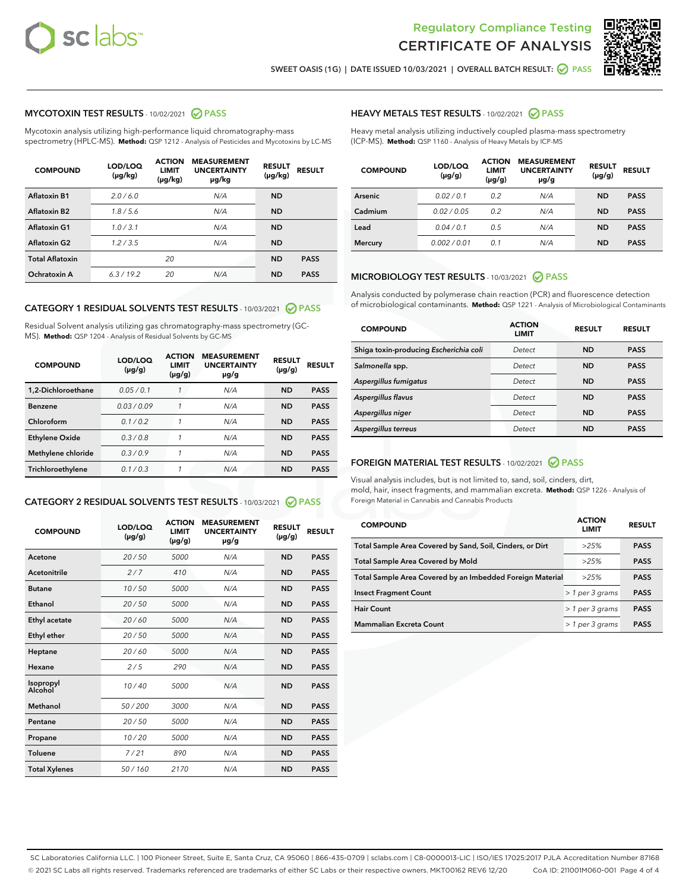Regulatory Compliance Testing
# CERTIFICATE OF ANALYSIS

SWEET OASIS (1G) | DATE ISSUED 10/03/2021 | OVERALL BATCH RESULT: PASS

## MYCOTOXIN TEST RESULTS - 10/02/2021 PASS

Mycotoxin analysis utilizing high-performance liquid chromatography-mass spectrometry (HPLC-MS). **Method:** QSP 1212 - Analysis of Pesticides and Mycotoxins by LC-MS

| COMPOUND | LOD/LOQ (µg/kg) | ACTION LIMIT (µg/kg) | MEASUREMENT UNCERTAINTY µg/kg | RESULT (µg/kg) | RESULT |
|---|---|---|---|---|---|
| Aflatoxin B1 | 2.0 / 6.0 | | N/A | ND | |
| Aflatoxin B2 | 1.8 / 5.6 | | N/A | ND | |
| Aflatoxin G1 | 1.0 / 3.1 | | N/A | ND | |
| Aflatoxin G2 | 1.2 / 3.5 | | N/A | ND | |
| Total Aflatoxin | | 20 | | ND | PASS |
| Ochratoxin A | 6.3 / 19.2 | 20 | N/A | ND | PASS |

## CATEGORY 1 RESIDUAL SOLVENTS TEST RESULTS - 10/03/2021 PASS

Residual Solvent analysis utilizing gas chromatography-mass spectrometry (GC-MS). **Method:** QSP 1204 - Analysis of Residual Solvents by GC-MS

| COMPOUND | LOD/LOQ (µg/g) | ACTION LIMIT (µg/g) | MEASUREMENT UNCERTAINTY µg/g | RESULT (µg/g) | RESULT |
|---|---|---|---|---|---|
| 1,2-Dichloroethane | 0.05 / 0.1 | 1 | N/A | ND | PASS |
| Benzene | 0.03 / 0.09 | 1 | N/A | ND | PASS |
| Chloroform | 0.1 / 0.2 | 1 | N/A | ND | PASS |
| Ethylene Oxide | 0.3 / 0.8 | 1 | N/A | ND | PASS |
| Methylene chloride | 0.3 / 0.9 | 1 | N/A | ND | PASS |
| Trichloroethylene | 0.1 / 0.3 | 1 | N/A | ND | PASS |

## CATEGORY 2 RESIDUAL SOLVENTS TEST RESULTS - 10/03/2021 PASS

| COMPOUND | LOD/LOQ (µg/g) | ACTION LIMIT (µg/g) | MEASUREMENT UNCERTAINTY µg/g | RESULT (µg/g) | RESULT |
|---|---|---|---|---|---|
| Acetone | 20 / 50 | 5000 | N/A | ND | PASS |
| Acetonitrile | 2 / 7 | 410 | N/A | ND | PASS |
| Butane | 10 / 50 | 5000 | N/A | ND | PASS |
| Ethanol | 20 / 50 | 5000 | N/A | ND | PASS |
| Ethyl acetate | 20 / 60 | 5000 | N/A | ND | PASS |
| Ethyl ether | 20 / 50 | 5000 | N/A | ND | PASS |
| Heptane | 20 / 60 | 5000 | N/A | ND | PASS |
| Hexane | 2 / 5 | 290 | N/A | ND | PASS |
| Isopropyl Alcohol | 10 / 40 | 5000 | N/A | ND | PASS |
| Methanol | 50 / 200 | 3000 | N/A | ND | PASS |
| Pentane | 20 / 50 | 5000 | N/A | ND | PASS |
| Propane | 10 / 20 | 5000 | N/A | ND | PASS |
| Toluene | 7 / 21 | 890 | N/A | ND | PASS |
| Total Xylenes | 50 / 160 | 2170 | N/A | ND | PASS |

## HEAVY METALS TEST RESULTS - 10/02/2021 PASS

Heavy metal analysis utilizing inductively coupled plasma-mass spectrometry (ICP-MS). **Method:** QSP 1160 - Analysis of Heavy Metals by ICP-MS

| COMPOUND | LOD/LOQ (µg/g) | ACTION LIMIT (µg/g) | MEASUREMENT UNCERTAINTY µg/g | RESULT (µg/g) | RESULT |
|---|---|---|---|---|---|
| Arsenic | 0.02 / 0.1 | 0.2 | N/A | ND | PASS |
| Cadmium | 0.02 / 0.05 | 0.2 | N/A | ND | PASS |
| Lead | 0.04 / 0.1 | 0.5 | N/A | ND | PASS |
| Mercury | 0.002 / 0.01 | 0.1 | N/A | ND | PASS |

## MICROBIOLOGY TEST RESULTS - 10/03/2021 PASS

Analysis conducted by polymerase chain reaction (PCR) and fluorescence detection of microbiological contaminants. **Method:** QSP 1221 - Analysis of Microbiological Contaminants

| COMPOUND | ACTION LIMIT | RESULT | RESULT |
|---|---|---|---|
| Shiga toxin-producing *Escherichia coli* | Detect | ND | PASS |
| *Salmonella* spp. | Detect | ND | PASS |
| *Aspergillus fumigatus* | Detect | ND | PASS |
| *Aspergillus flavus* | Detect | ND | PASS |
| *Aspergillus niger* | Detect | ND | PASS |
| *Aspergillus terreus* | Detect | ND | PASS |

## FOREIGN MATERIAL TEST RESULTS - 10/02/2021 PASS

Visual analysis includes, but is not limited to, sand, soil, cinders, dirt, mold, hair, insect fragments, and mammalian excreta. **Method:** QSP 1226 - Analysis of Foreign Material in Cannabis and Cannabis Products

| COMPOUND | ACTION LIMIT | RESULT |
|---|---|---|
| Total Sample Area Covered by Sand, Soil, Cinders, or Dirt | >25% | PASS |
| Total Sample Area Covered by Mold | >25% | PASS |
| Total Sample Area Covered by an Imbedded Foreign Material | >25% | PASS |
| Insect Fragment Count | > 1 per 3 grams | PASS |
| Hair Count | > 1 per 3 grams | PASS |
| Mammalian Excreta Count | > 1 per 3 grams | PASS |

SC Laboratories California LLC. | 100 Pioneer Street, Suite E, Santa Cruz, CA 95060 | 866-435-0709 | sclabs.com | C8-0000013-LIC | ISO/IES 17025:2017 PJLA Accreditation Number 87168
© 2021 SC Labs all rights reserved. Trademarks referenced are trademarks of either SC Labs or their respective owners. MKT00162 REV6 12/20 CoA ID: 211001M060-001